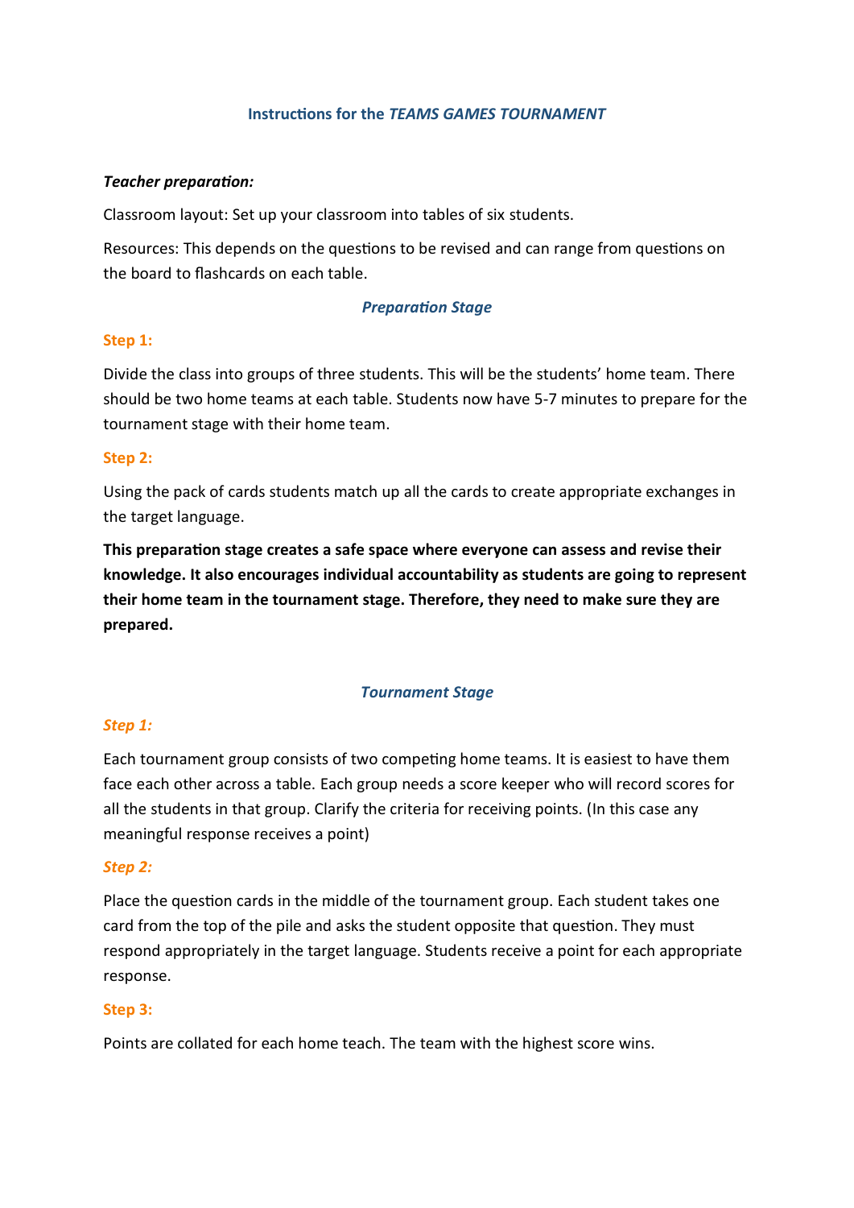# Instructions for the *TEAMS GAMES TOURNAMENT*

***Teacher preparation:***

Classroom layout: Set up your classroom into tables of six students.

Resources: This depends on the questions to be revised and can range from questions on the board to flashcards on each table.

## *Preparation Stage*

### Step 1:

Divide the class into groups of three students. This will be the students' home team. There should be two home teams at each table. Students now have 5-7 minutes to prepare for the tournament stage with their home team.

### Step 2:

Using the pack of cards students match up all the cards to create appropriate exchanges in the target language.

**This preparation stage creates a safe space where everyone can assess and revise their knowledge. It also encourages individual accountability as students are going to represent their home team in the tournament stage. Therefore, they need to make sure they are prepared.**

## *Tournament Stage*

### *Step 1:*

Each tournament group consists of two competing home teams. It is easiest to have them face each other across a table. Each group needs a score keeper who will record scores for all the students in that group. Clarify the criteria for receiving points. (In this case any meaningful response receives a point)

### *Step 2:*

Place the question cards in the middle of the tournament group. Each student takes one card from the top of the pile and asks the student opposite that question. They must respond appropriately in the target language. Students receive a point for each appropriate response.

### Step 3:

Points are collated for each home teach. The team with the highest score wins.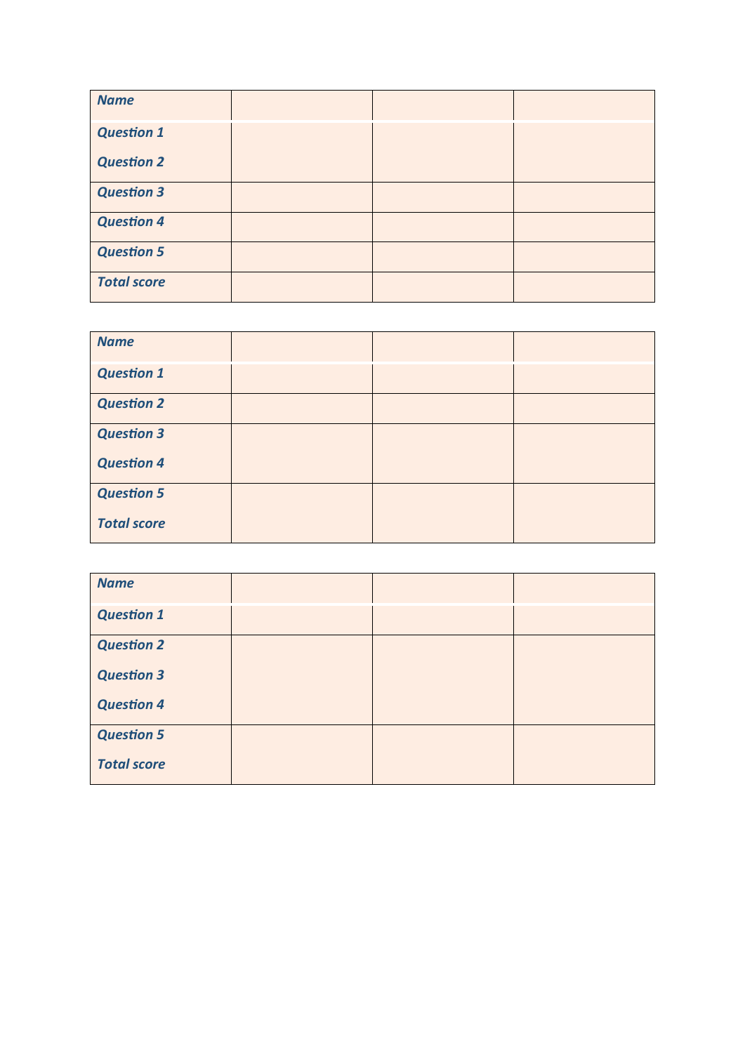| | | | |
|---|---|---|---|
| ***Name*** | | | |
| ***Question 1*** | | | |
| ***Question 2*** | | | |
| ***Question 3*** | | | |
| ***Question 4*** | | | |
| ***Question 5*** | | | |
| ***Total score*** | | | |

| | | | |
|---|---|---|---|
| ***Name*** | | | |
| ***Question 1*** | | | |
| ***Question 2*** | | | |
| ***Question 3*** | | | |
| ***Question 4*** | | | |
| ***Question 5*** | | | |
| ***Total score*** | | | |

| | | | |
|---|---|---|---|
| ***Name*** | | | |
| ***Question 1*** | | | |
| ***Question 2*** | | | |
| ***Question 3*** | | | |
| ***Question 4*** | | | |
| ***Question 5*** | | | |
| ***Total score*** | | | |